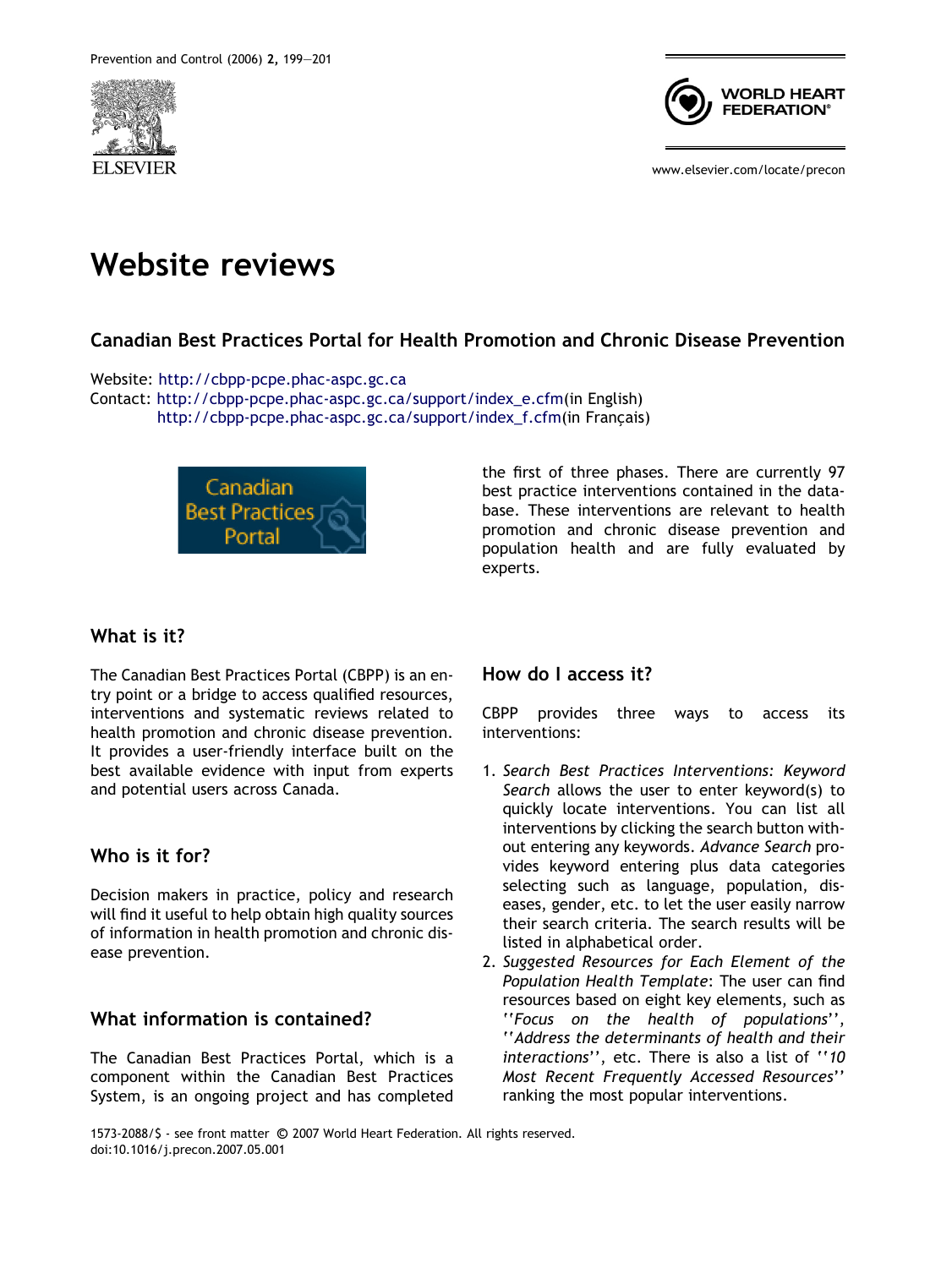# Website reviews

## Canadian Best Practices Portal for Health Promotion and Chronic Disease Prevention

Website: http://cbpp-pcpe.phac-aspc.gc.ca
Contact: http://cbpp-pcpe.phac-aspc.gc.ca/support/index_e.cfm(in English)
http://cbpp-pcpe.phac-aspc.gc.ca/support/index_f.cfm(in Français)

### What is it?

The Canadian Best Practices Portal (CBPP) is an entry point or a bridge to access qualified resources, interventions and systematic reviews related to health promotion and chronic disease prevention. It provides a user-friendly interface built on the best available evidence with input from experts and potential users across Canada.

### Who is it for?

Decision makers in practice, policy and research will find it useful to help obtain high quality sources of information in health promotion and chronic disease prevention.

### What information is contained?

The Canadian Best Practices Portal, which is a component within the Canadian Best Practices System, is an ongoing project and has completed the first of three phases. There are currently 97 best practice interventions contained in the database. These interventions are relevant to health promotion and chronic disease prevention and population health and are fully evaluated by experts.

### How do I access it?

CBPP provides three ways to access its interventions:

1. *Search Best Practices Interventions: Keyword Search* allows the user to enter keyword(s) to quickly locate interventions. You can list all interventions by clicking the search button without entering any keywords. *Advance Search* provides keyword entering plus data categories selecting such as language, population, diseases, gender, etc. to let the user easily narrow their search criteria. The search results will be listed in alphabetical order.
2. *Suggested Resources for Each Element of the Population Health Template*: The user can find resources based on eight key elements, such as ''*Focus on the health of populations*'', ''*Address the determinants of health and their interactions*'', etc. There is also a list of ''*10 Most Recent Frequently Accessed Resources*'' ranking the most popular interventions.

1573-2088/$ - see front matter © 2007 World Heart Federation. All rights reserved.
doi:10.1016/j.precon.2007.05.001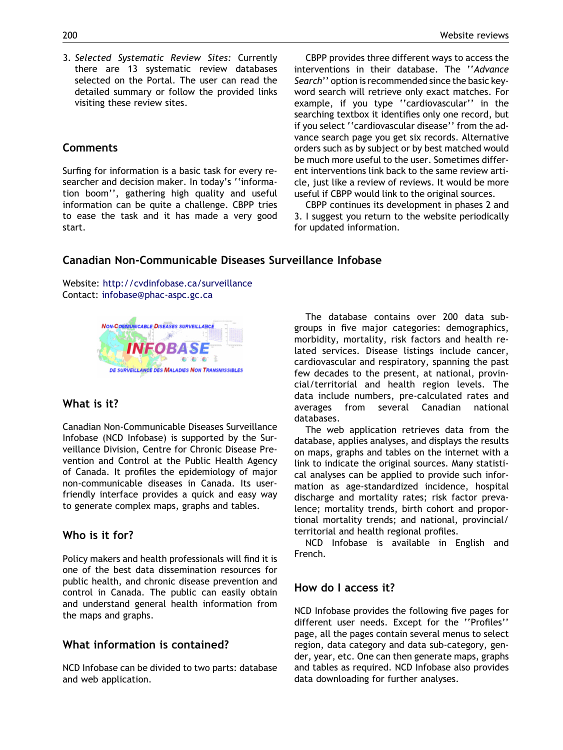3. *Selected Systematic Review Sites:* Currently there are 13 systematic review databases selected on the Portal. The user can read the detailed summary or follow the provided links visiting these review sites.

## Comments

Surfing for information is a basic task for every researcher and decision maker. In today's ''information boom'', gathering high quality and useful information can be quite a challenge. CBPP tries to ease the task and it has made a very good start.

CBPP provides three different ways to access the interventions in their database. The ''*Advance Search*'' option is recommended since the basic keyword search will retrieve only exact matches. For example, if you type ''cardiovascular'' in the searching textbox it identifies only one record, but if you select ''cardiovascular disease'' from the advance search page you get six records. Alternative orders such as by subject or by best matched would be much more useful to the user. Sometimes different interventions link back to the same review article, just like a review of reviews. It would be more useful if CBPP would link to the original sources.

CBPP continues its development in phases 2 and 3. I suggest you return to the website periodically for updated information.

## Canadian Non-Communicable Diseases Surveillance Infobase

Website: http://cvdinfobase.ca/surveillance
Contact: infobase@phac-aspc.gc.ca

### What is it?

Canadian Non-Communicable Diseases Surveillance Infobase (NCD Infobase) is supported by the Surveillance Division, Centre for Chronic Disease Prevention and Control at the Public Health Agency of Canada. It profiles the epidemiology of major non-communicable diseases in Canada. Its user-friendly interface provides a quick and easy way to generate complex maps, graphs and tables.

### Who is it for?

Policy makers and health professionals will find it is one of the best data dissemination resources for public health, and chronic disease prevention and control in Canada. The public can easily obtain and understand general health information from the maps and graphs.

### What information is contained?

NCD Infobase can be divided to two parts: database and web application.

The database contains over 200 data subgroups in five major categories: demographics, morbidity, mortality, risk factors and health related services. Disease listings include cancer, cardiovascular and respiratory, spanning the past few decades to the present, at national, provincial/territorial and health region levels. The data include numbers, pre-calculated rates and averages from several Canadian national databases.

The web application retrieves data from the database, applies analyses, and displays the results on maps, graphs and tables on the internet with a link to indicate the original sources. Many statistical analyses can be applied to provide such information as age-standardized incidence, hospital discharge and mortality rates; risk factor prevalence; mortality trends, birth cohort and proportional mortality trends; and national, provincial/territorial and health regional profiles.

NCD Infobase is available in English and French.

### How do I access it?

NCD Infobase provides the following five pages for different user needs. Except for the ''Profiles'' page, all the pages contain several menus to select region, data category and data sub-category, gender, year, etc. One can then generate maps, graphs and tables as required. NCD Infobase also provides data downloading for further analyses.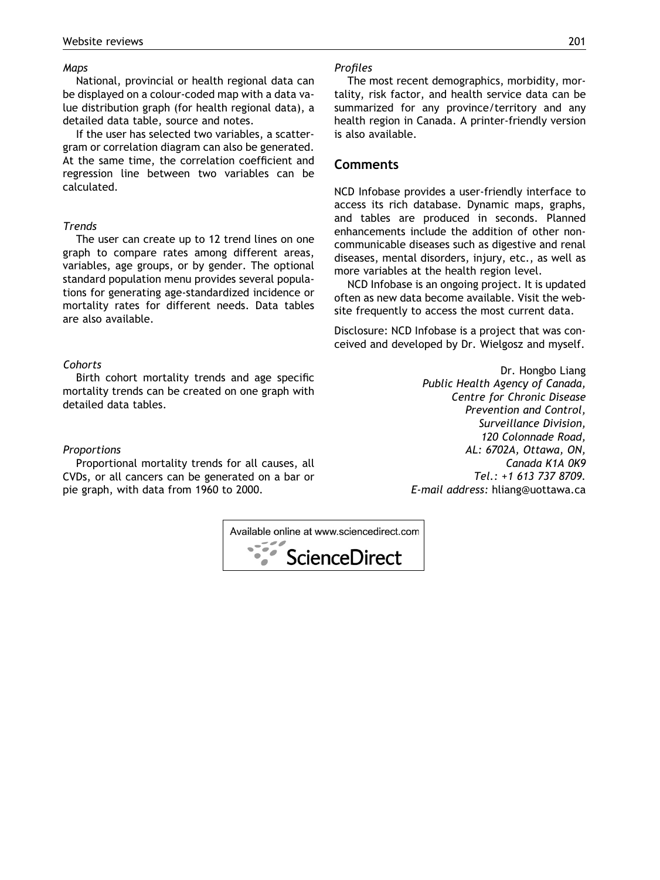*Maps*

National, provincial or health regional data can be displayed on a colour-coded map with a data value distribution graph (for health regional data), a detailed data table, source and notes.

If the user has selected two variables, a scattergram or correlation diagram can also be generated. At the same time, the correlation coefficient and regression line between two variables can be calculated.

*Trends*

The user can create up to 12 trend lines on one graph to compare rates among different areas, variables, age groups, or by gender. The optional standard population menu provides several populations for generating age-standardized incidence or mortality rates for different needs. Data tables are also available.

*Cohorts*

Birth cohort mortality trends and age specific mortality trends can be created on one graph with detailed data tables.

*Proportions*

Proportional mortality trends for all causes, all CVDs, or all cancers can be generated on a bar or pie graph, with data from 1960 to 2000.

*Profiles*

The most recent demographics, morbidity, mortality, risk factor, and health service data can be summarized for any province/territory and any health region in Canada. A printer-friendly version is also available.

## Comments

NCD Infobase provides a user-friendly interface to access its rich database. Dynamic maps, graphs, and tables are produced in seconds. Planned enhancements include the addition of other noncommunicable diseases such as digestive and renal diseases, mental disorders, injury, etc., as well as more variables at the health region level.

NCD Infobase is an ongoing project. It is updated often as new data become available. Visit the website frequently to access the most current data.

Disclosure: NCD Infobase is a project that was conceived and developed by Dr. Wielgosz and myself.

Dr. Hongbo Liang
*Public Health Agency of Canada,*
*Centre for Chronic Disease Prevention and Control,*
*Surveillance Division,*
*120 Colonnade Road,*
*AL: 6702A, Ottawa, ON,*
*Canada K1A 0K9*
*Tel.: +1 613 737 8709.*
*E-mail address:* hliang@uottawa.ca

Available online at www.sciencedirect.com

ScienceDirect